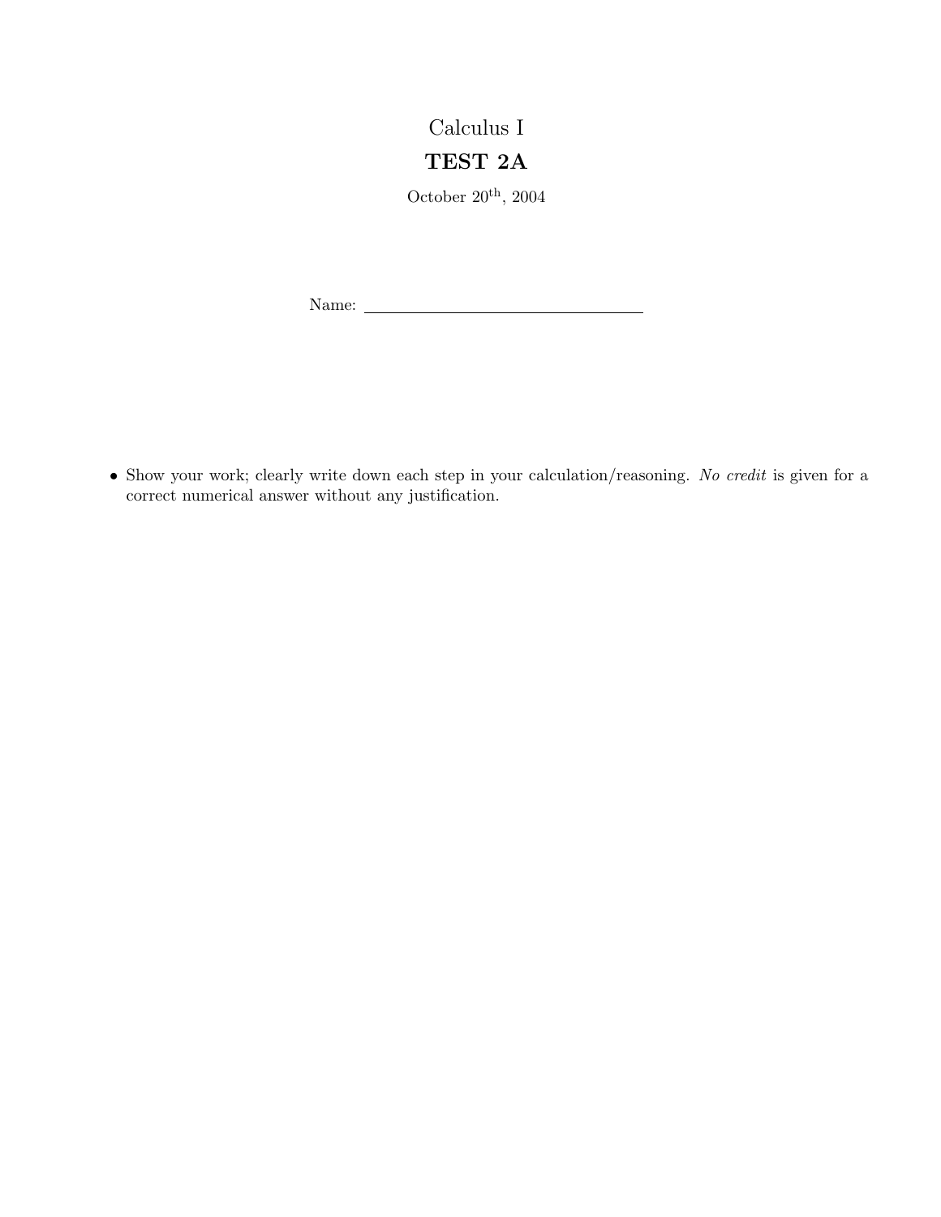# Calculus I

## TEST 2A

October 20th, 2004

Name: ______________________________

- Show your work; clearly write down each step in your calculation/reasoning. *No credit* is given for a correct numerical answer without any justification.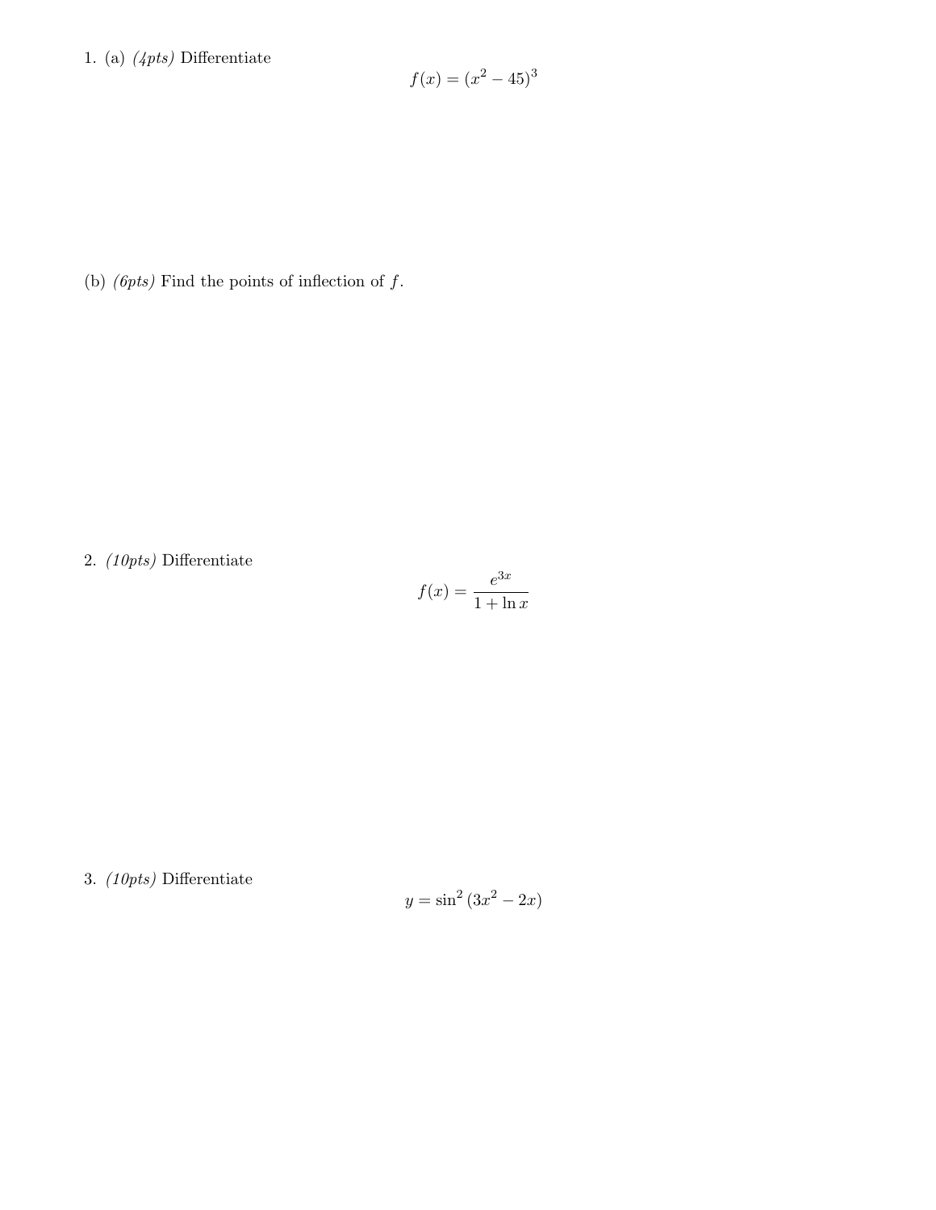1. (a) *(4pts)* Differentiate

$$f(x) = (x^2 - 45)^3$$

(b) *(6pts)* Find the points of inflection of $f$.

2. *(10pts)* Differentiate

$$f(x) = \frac{e^{3x}}{1 + \ln x}$$

3. *(10pts)* Differentiate

$$y = \sin^2(3x^2 - 2x)$$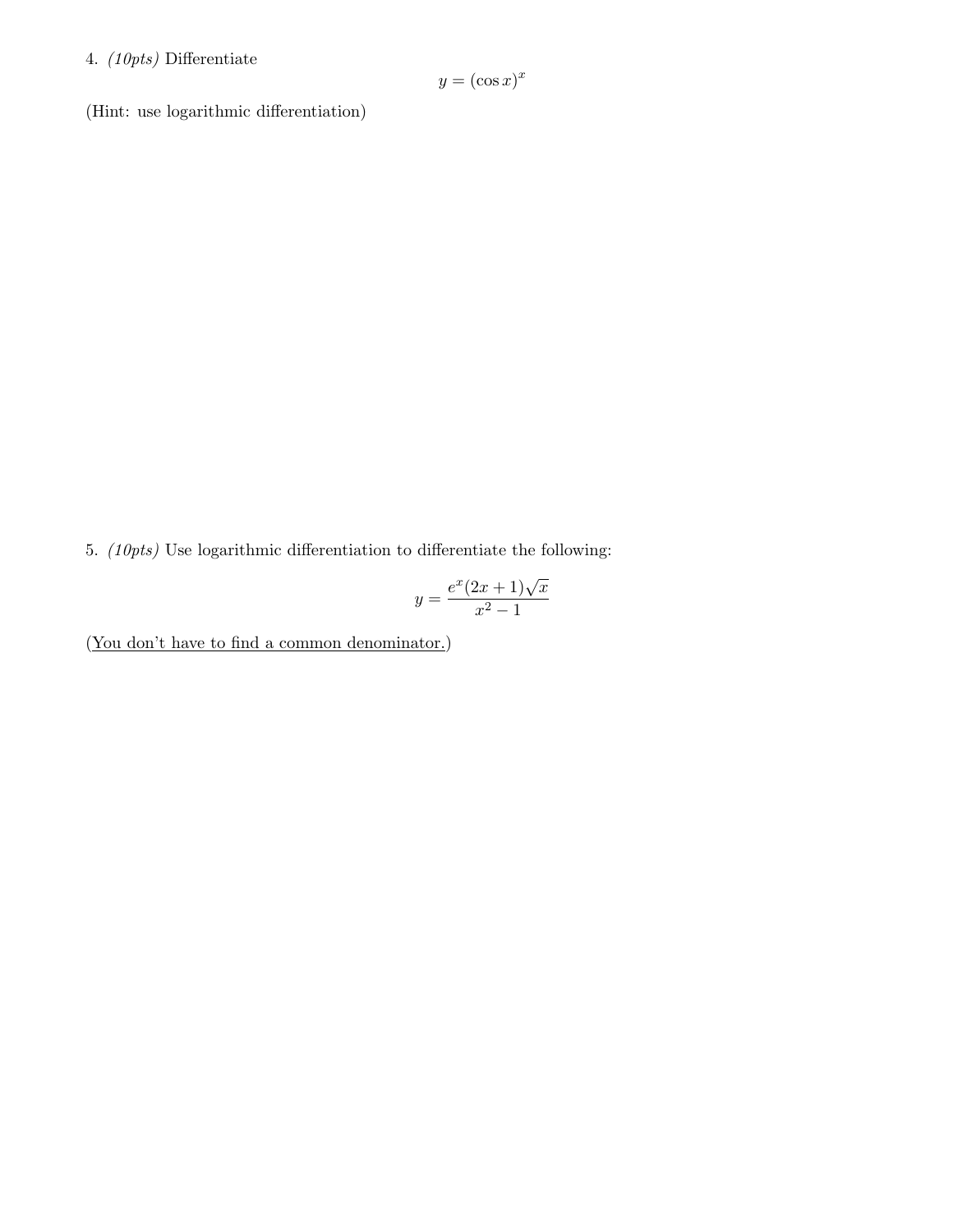4. *(10pts)* Differentiate

$$y = (\cos x)^x$$

(Hint: use logarithmic differentiation)

5. *(10pts)* Use logarithmic differentiation to differentiate the following:

$$y = \frac{e^x(2x+1)\sqrt{x}}{x^2 - 1}$$

(<u>You don't have to find a common denominator.</u>)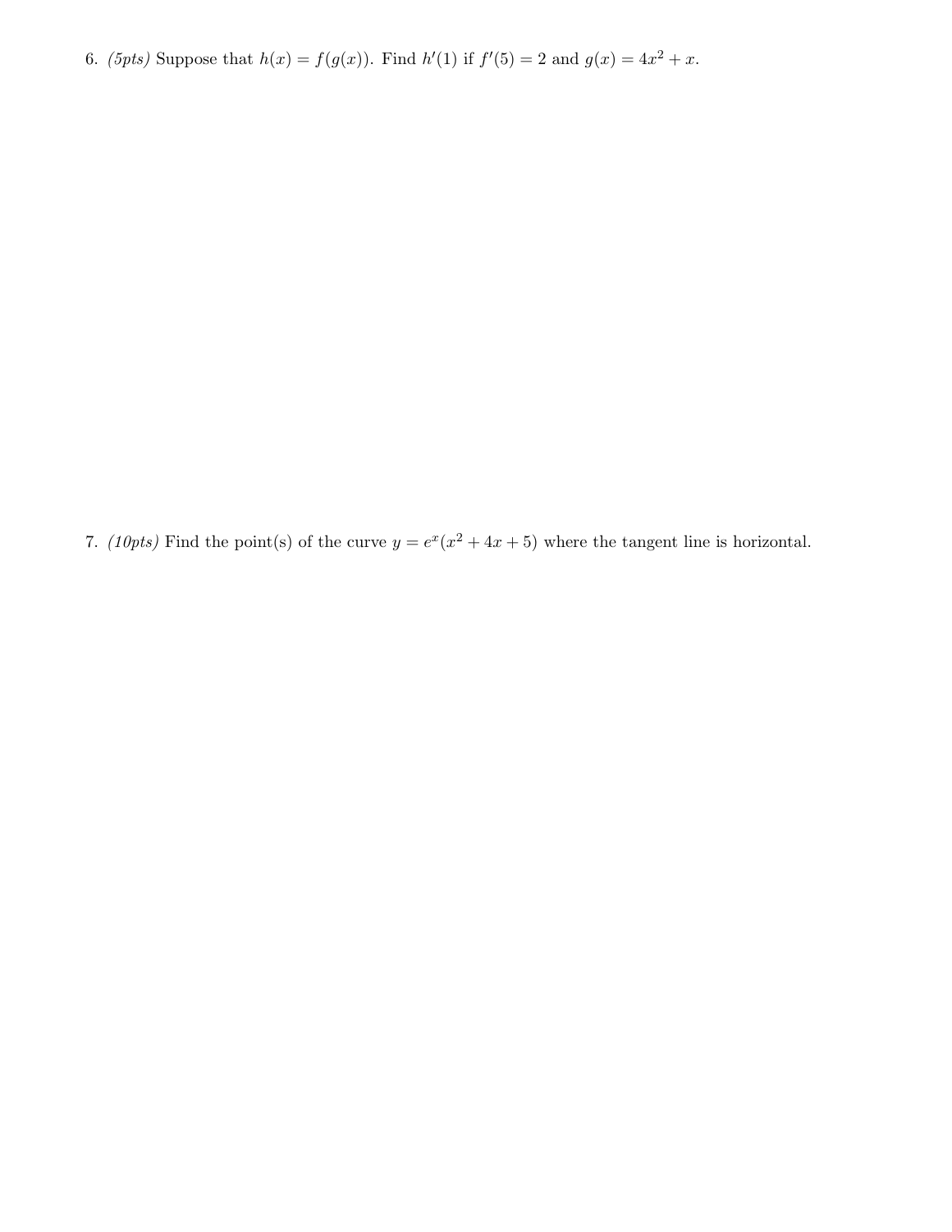6. *(5pts)* Suppose that $h(x) = f(g(x))$. Find $h'(1)$ if $f'(5) = 2$ and $g(x) = 4x^2 + x$.

7. *(10pts)* Find the point(s) of the curve $y = e^x(x^2 + 4x + 5)$ where the tangent line is horizontal.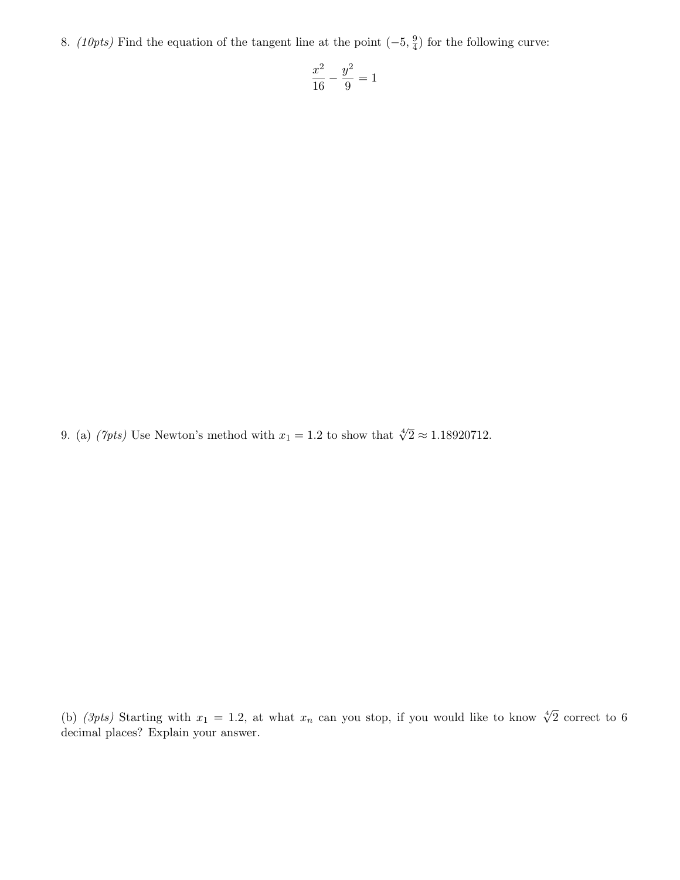8. *(10pts)* Find the equation of the tangent line at the point $(-5, \frac{9}{4})$ for the following curve:

$$\frac{x^2}{16} - \frac{y^2}{9} = 1$$

9. (a) *(7pts)* Use Newton's method with $x_1 = 1.2$ to show that $\sqrt[4]{2} \approx 1.18920712$.

(b) *(3pts)* Starting with $x_1 = 1.2$, at what $x_n$ can you stop, if you would like to know $\sqrt[4]{2}$ correct to 6 decimal places? Explain your answer.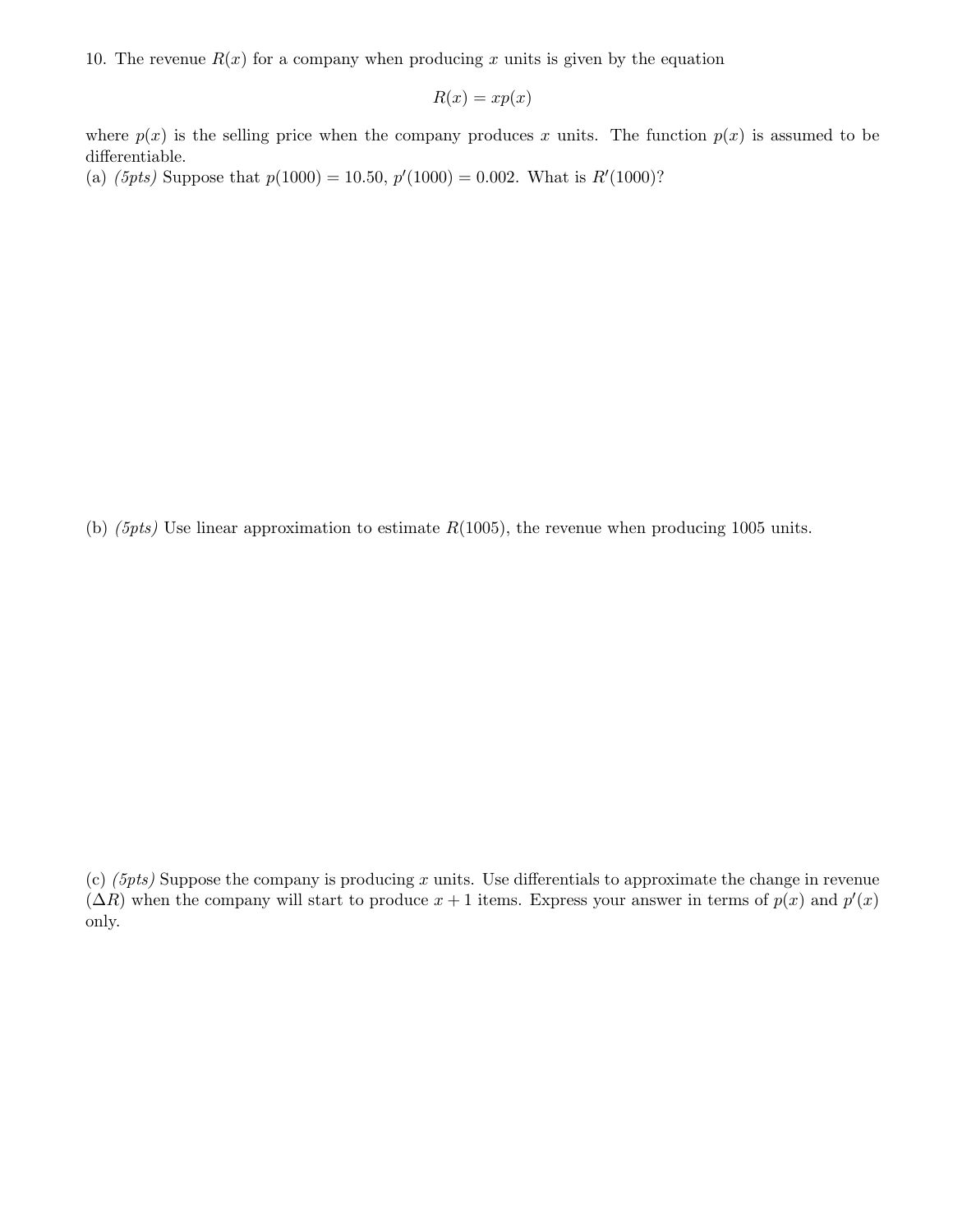10. The revenue $R(x)$ for a company when producing $x$ units is given by the equation

$$R(x) = xp(x)$$

where $p(x)$ is the selling price when the company produces $x$ units. The function $p(x)$ is assumed to be differentiable.

(a) *(5pts)* Suppose that $p(1000) = 10.50$, $p'(1000) = 0.002$. What is $R'(1000)$?

(b) *(5pts)* Use linear approximation to estimate $R(1005)$, the revenue when producing 1005 units.

(c) *(5pts)* Suppose the company is producing $x$ units. Use differentials to approximate the change in revenue ($\Delta R$) when the company will start to produce $x + 1$ items. Express your answer in terms of $p(x)$ and $p'(x)$ only.